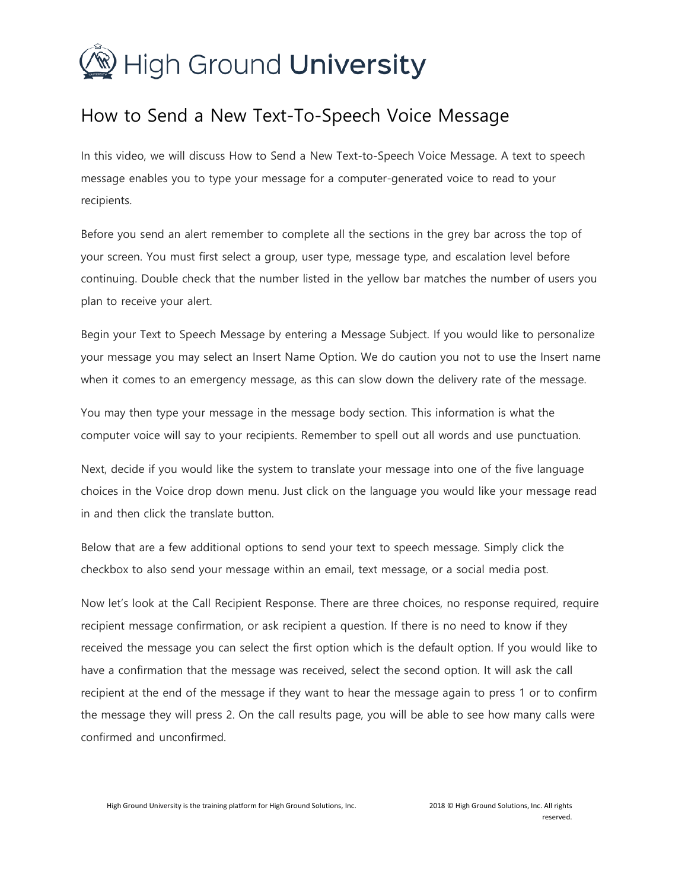# High Ground University

## How to Send a New Text-To-Speech Voice Message

In this video, we will discuss How to Send a New Text-to-Speech Voice Message. A text to speech message enables you to type your message for a computer-generated voice to read to your recipients.

Before you send an alert remember to complete all the sections in the grey bar across the top of your screen. You must first select a group, user type, message type, and escalation level before continuing. Double check that the number listed in the yellow bar matches the number of users you plan to receive your alert.

Begin your Text to Speech Message by entering a Message Subject. If you would like to personalize your message you may select an Insert Name Option. We do caution you not to use the Insert name when it comes to an emergency message, as this can slow down the delivery rate of the message.

You may then type your message in the message body section. This information is what the computer voice will say to your recipients. Remember to spell out all words and use punctuation.

Next, decide if you would like the system to translate your message into one of the five language choices in the Voice drop down menu. Just click on the language you would like your message read in and then click the translate button.

Below that are a few additional options to send your text to speech message. Simply click the checkbox to also send your message within an email, text message, or a social media post.

Now let's look at the Call Recipient Response. There are three choices, no response required, require recipient message confirmation, or ask recipient a question. If there is no need to know if they received the message you can select the first option which is the default option. If you would like to have a confirmation that the message was received, select the second option. It will ask the call recipient at the end of the message if they want to hear the message again to press 1 or to confirm the message they will press 2. On the call results page, you will be able to see how many calls were confirmed and unconfirmed.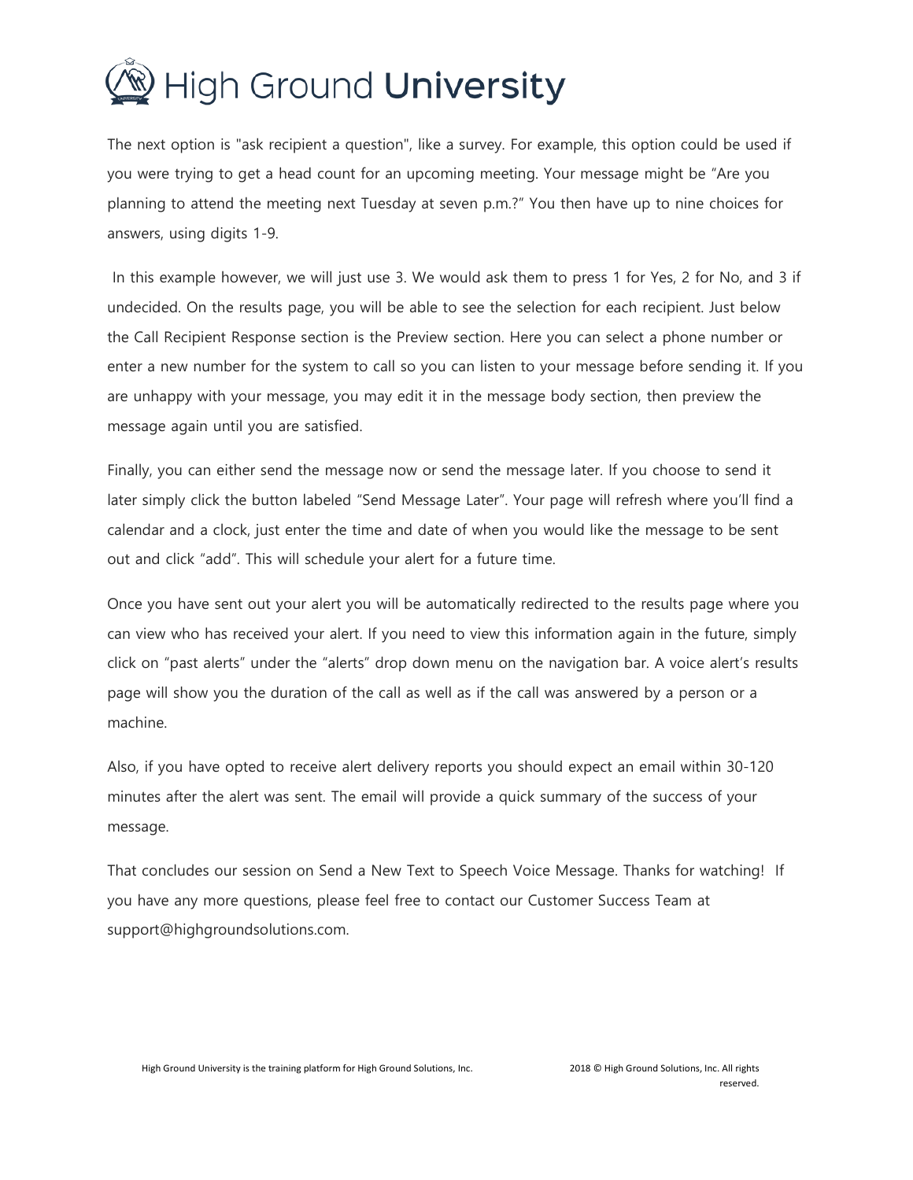The next option is "ask recipient a question", like a survey. For example, this option could be used if you were trying to get a head count for an upcoming meeting. Your message might be "Are you planning to attend the meeting next Tuesday at seven p.m.?" You then have up to nine choices for answers, using digits 1-9.

In this example however, we will just use 3. We would ask them to press 1 for Yes, 2 for No, and 3 if undecided. On the results page, you will be able to see the selection for each recipient. Just below the Call Recipient Response section is the Preview section. Here you can select a phone number or enter a new number for the system to call so you can listen to your message before sending it. If you are unhappy with your message, you may edit it in the message body section, then preview the message again until you are satisfied.

Finally, you can either send the message now or send the message later. If you choose to send it later simply click the button labeled "Send Message Later". Your page will refresh where you'll find a calendar and a clock, just enter the time and date of when you would like the message to be sent out and click "add". This will schedule your alert for a future time.

Once you have sent out your alert you will be automatically redirected to the results page where you can view who has received your alert. If you need to view this information again in the future, simply click on "past alerts" under the "alerts" drop down menu on the navigation bar. A voice alert's results page will show you the duration of the call as well as if the call was answered by a person or a machine.

Also, if you have opted to receive alert delivery reports you should expect an email within 30-120 minutes after the alert was sent. The email will provide a quick summary of the success of your message.

That concludes our session on Send a New Text to Speech Voice Message. Thanks for watching! If you have any more questions, please feel free to contact our Customer Success Team at support@highgroundsolutions.com.